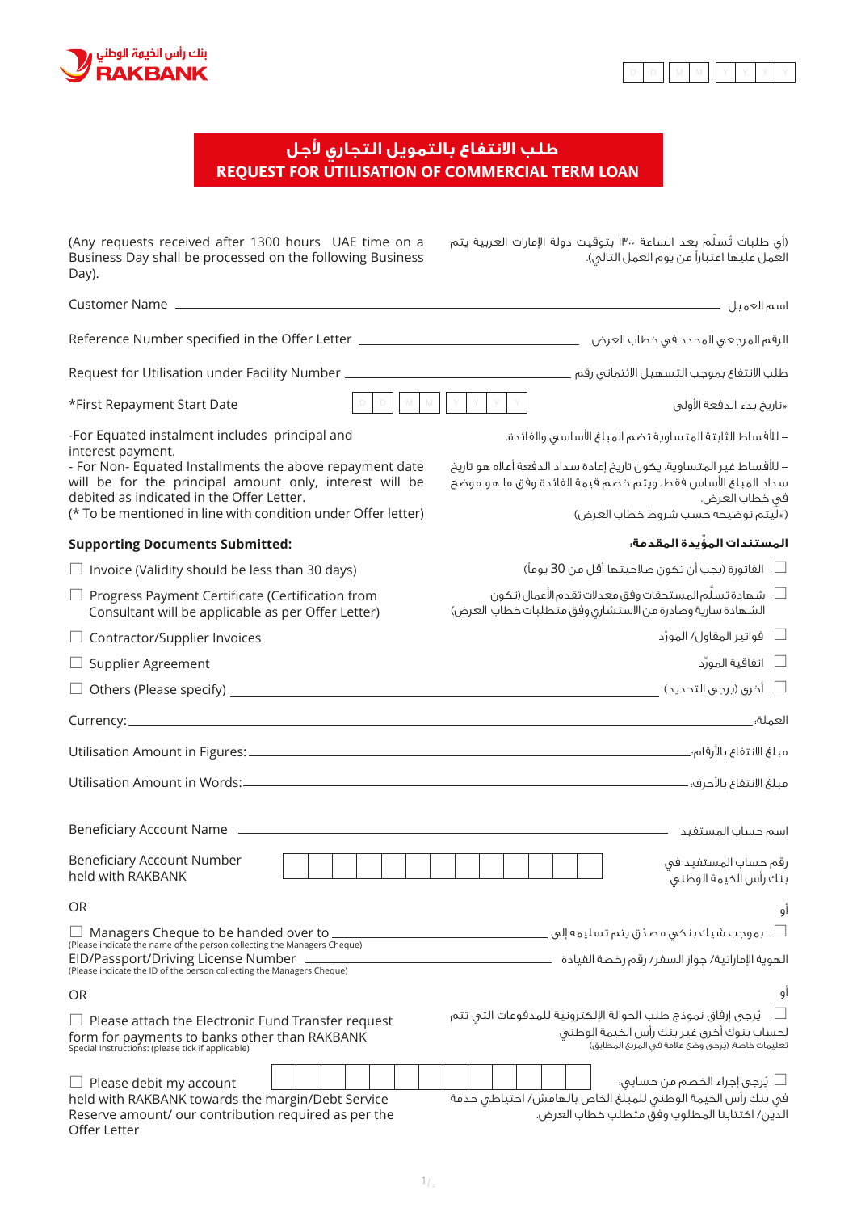بنك رأس الخيمة الوطني
**RAKBANK**

D D M M Y Y Y Y

# طلب الانتفاع بالتمويل التجاري لأجل
# REQUEST FOR UTILISATION OF COMMERCIAL TERM LOAN

(Any requests received after 1300 hours UAE time on a Business Day shall be processed on the following Business Day).

(أي طلبات تُسلّم بعد الساعة ١٣:٠٠ بتوقيت دولة الإمارات العربية يتم العمل عليها اعتباراً من يوم العمل التالي).

Customer Name ______________________________ اسم العميل

Reference Number specified in the Offer Letter ______________________________ الرقم المرجعي المحدد في خطاب العرض

Request for Utilisation under Facility Number ______________________________ طلب الانتفاع بموجب التسهيل الائتماني رقم

*First Repayment Start Date D D M M Y Y Y Y *تاريخ بدء الدفعة الأولى

-For Equated instalment includes principal and interest payment.
- For Non- Equated Installments the above repayment date will be for the principal amount only, interest will be debited as indicated in the Offer Letter.
(* To be mentioned in line with condition under Offer letter)

– للأقساط الثابتة المتساوية تضم المبلغ الأساسي والفائدة.
– للأقساط غير المتساوية، يكون تاريخ إعادة سداد الدفعة أعلاه هو تاريخ سداد المبلغ الأساس فقط، ويتم خصم قيمة الفائدة وفق ما هو موضح في خطاب العرض.
(*ليتم توضيحه حسب شروط خطاب العرض)

**Supporting Documents Submitted:** **المستندات المؤيِّدة المقدمة:**

- ☐ Invoice (Validity should be less than 30 days) الفاتورة (يجب أن تكون صلاحيتها أقل من 30 يوماً)
- ☐ Progress Payment Certificate (Certification from Consultant will be applicable as per Offer Letter) شهادة تسلّم المستحقات وفق معدلات تقدم الأعمال (تكون الشهادة سارية وصادرة من الاستشاري وفق متطلبات خطاب العرض)
- ☐ Contractor/Supplier Invoices فواتير المقاول/ المورّد
- ☐ Supplier Agreement اتفاقية المورّد
- ☐ Others (Please specify) ______________________________ أخرى (يرجى التحديد)

Currency: ______________________________ العملة:

Utilisation Amount in Figures: ______________________________ مبلغ الانتفاع بالأرقام:

Utilisation Amount in Words: ______________________________ مبلغ الانتفاع بالأحرف:

Beneficiary Account Name ______________________________ اسم حساب المستفيد

Beneficiary Account Number held with RAKBANK ☐☐☐☐☐☐☐☐☐☐☐☐☐ رقم حساب المستفيد في بنك رأس الخيمة الوطني

OR أو

☐ Managers Cheque to be handed over to ______________________________ بموجب شيك بنكي مصدّق يتم تسليمه إلى
(Please indicate the name of the person collecting the Managers Cheque)

EID/Passport/Driving License Number ______________________________ الهوية الإماراتية/ جواز السفر/ رقم رخصة القيادة
(Please indicate the ID of the person collecting the Managers Cheque)

OR أو

☐ Please attach the Electronic Fund Transfer request form for payments to banks other than RAKBANK
Special Instructions: (please tick if applicable)

يُرجى إرفاق نموذج طلب الحوالة الإلكترونية للمدفوعات التي تتم لحساب بنوك أخرى غير بنك رأس الخيمة الوطني
تعليمات خاصة: (يرجى وضع علامة في المربع المطابق)

☐ Please debit my account ☐☐☐☐☐☐☐☐☐☐☐☐☐ held with RAKBANK towards the margin/Debt Service Reserve amount/ our contribution required as per the Offer Letter

يُرجى إجراء الخصم من حسابي: في بنك رأس الخيمة الوطني للمبلغ الخاص بالهامش/ احتياطي خدمة الدين/ اكتتابنا المطلوب وفق متطلب خطاب العرض.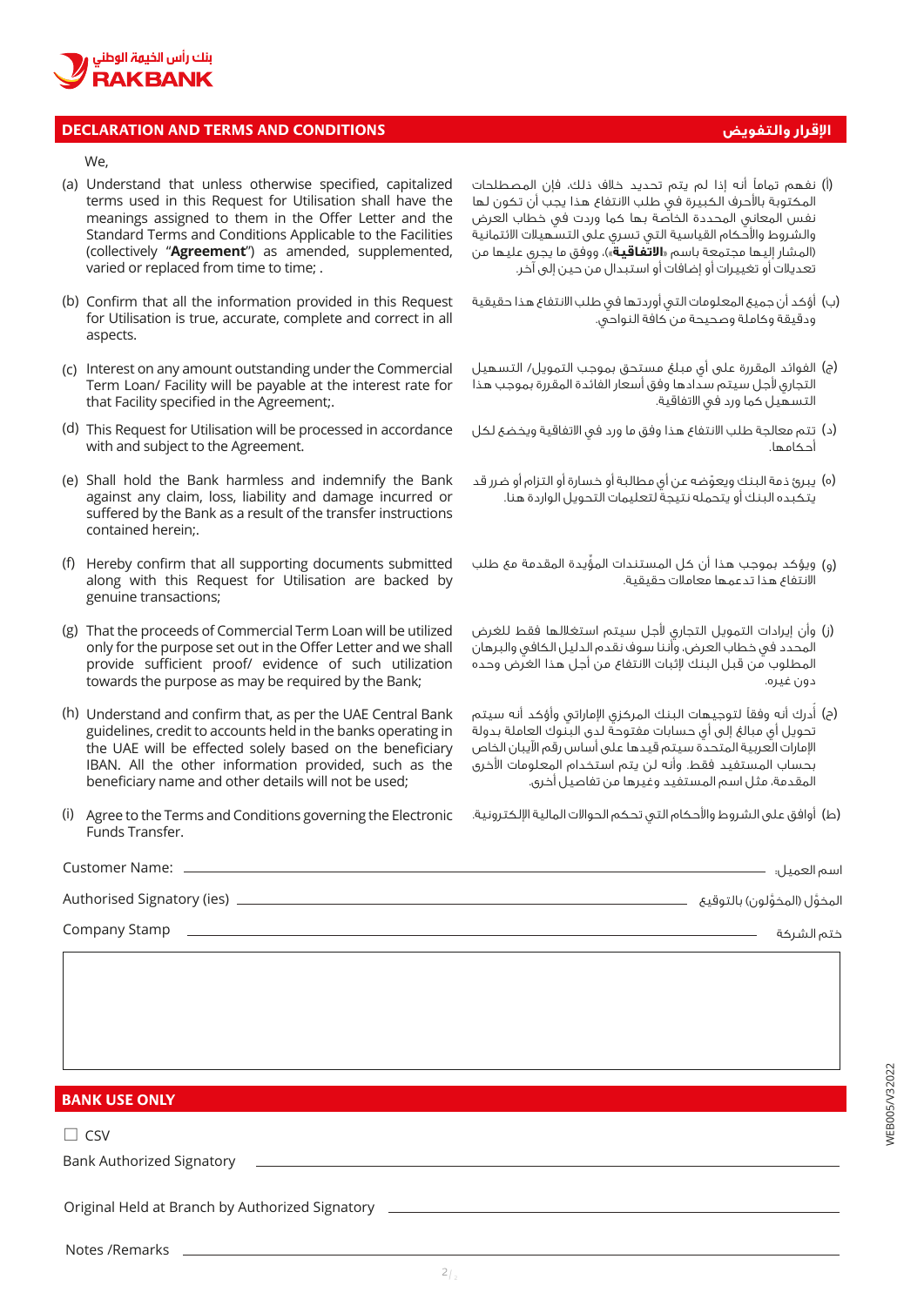بنك رأس الخيمة الوطني
RAKBANK

## DECLARATION AND TERMS AND CONDITIONS

## الإقرار والتفويض

We,

(a) Understand that unless otherwise specified, capitalized terms used in this Request for Utilisation shall have the meanings assigned to them in the Offer Letter and the Standard Terms and Conditions Applicable to the Facilities (collectively "**Agreement**") as amended, supplemented, varied or replaced from time to time; .

(أ) نفهم تماماً أنه إذا لم يتم تحديد خلاف ذلك، فإن المصطلحات المكتوبة بالأحرف الكبيرة في طلب الانتفاع هذا يجب أن تكون لها نفس المعاني المحددة الخاصة بها كما وردت في خطاب العرض والشروط والأحكام القياسية التي تسري على التسهيلات الائتمانية (المشار إليها مجتمعة باسم «**الاتفاقية**»)، ووفق ما يجرى عليها من تعديلات أو تغييرات أو إضافات أو استبدال من حين إلى آخر.

(b) Confirm that all the information provided in this Request for Utilisation is true, accurate, complete and correct in all aspects.

(ب) أؤكد أن جميع المعلومات التي أوردتها في طلب الانتفاع هذا حقيقية ودقيقة وكاملة وصحيحة من كافة النواحي.

(c) Interest on any amount outstanding under the Commercial Term Loan/ Facility will be payable at the interest rate for that Facility specified in the Agreement;.

(ج) الفوائد المقررة على أي مبلغ مستحق بموجب التمويل/ التسهيل التجاري لأجل سيتم سدادها وفق أسعار الفائدة المقررة بموجب هذا التسهيل كما ورد في الاتفاقية.

(d) This Request for Utilisation will be processed in accordance with and subject to the Agreement.

(د) تتم معالجة طلب الانتفاع هذا وفق ما ورد في الاتفاقية ويخضع لكل أحكامها.

(e) Shall hold the Bank harmless and indemnify the Bank against any claim, loss, liability and damage incurred or suffered by the Bank as a result of the transfer instructions contained herein;.

(هـ) يبرئ ذمة البنك ويعوّضه عن أي مطالبة أو خسارة أو التزام أو ضرر قد يتكبده البنك أو يتحمله نتيجة لتعليمات التحويل الواردة هنا.

(f) Hereby confirm that all supporting documents submitted along with this Request for Utilisation are backed by genuine transactions;

(و) ويؤكد بموجب هذا أن كل المستندات المؤيِّدة المقدمة مع طلب الانتفاع هذا تدعمها معاملات حقيقية.

(g) That the proceeds of Commercial Term Loan will be utilized only for the purpose set out in the Offer Letter and we shall provide sufficient proof/ evidence of such utilization towards the purpose as may be required by the Bank;

(ز) وأن إيرادات التمويل التجاري لأجل سيتم استغلالها فقط للغرض المحدد في خطاب العرض، وأننا سوف نقدم الدليل الكافي والبرهان المطلوب من قبل البنك لإثبات الانتفاع من أجل هذا الغرض وحده دون غيره.

(h) Understand and confirm that, as per the UAE Central Bank guidelines, credit to accounts held in the banks operating in the UAE will be effected solely based on the beneficiary IBAN. All the other information provided, such as the beneficiary name and other details will not be used;

(ح) أدرك أنه وفقاً لتوجيهات البنك المركزي الإماراتي وأؤكد أنه سيتم تحويل أي مبالغ إلى أي حسابات مفتوحة لدى البنوك العاملة بدولة الإمارات العربية المتحدة سيتم قيدها على أساس رقم الآيبان الخاص بحساب المستفيد فقط، وأنه لن يتم استخدام المعلومات الأخرى المقدمة، مثل اسم المستفيد وغيرها من تفاصيل أخرى.

(i) Agree to the Terms and Conditions governing the Electronic Funds Transfer.

(ط) أوافق على الشروط والأحكام التي تحكم الحوالات المالية الإلكترونية.

Customer Name: ______________________ اسم العميل:

Authorised Signatory (ies) ______________________ المخوَّل (المخوَّلون) بالتوقيع

Company Stamp ______________________ ختم الشركة

## BANK USE ONLY

☐ CSV

Bank Authorized Signatory ______________________

Original Held at Branch by Authorized Signatory ______________________

Notes /Remarks ______________________

WEB005/V32022